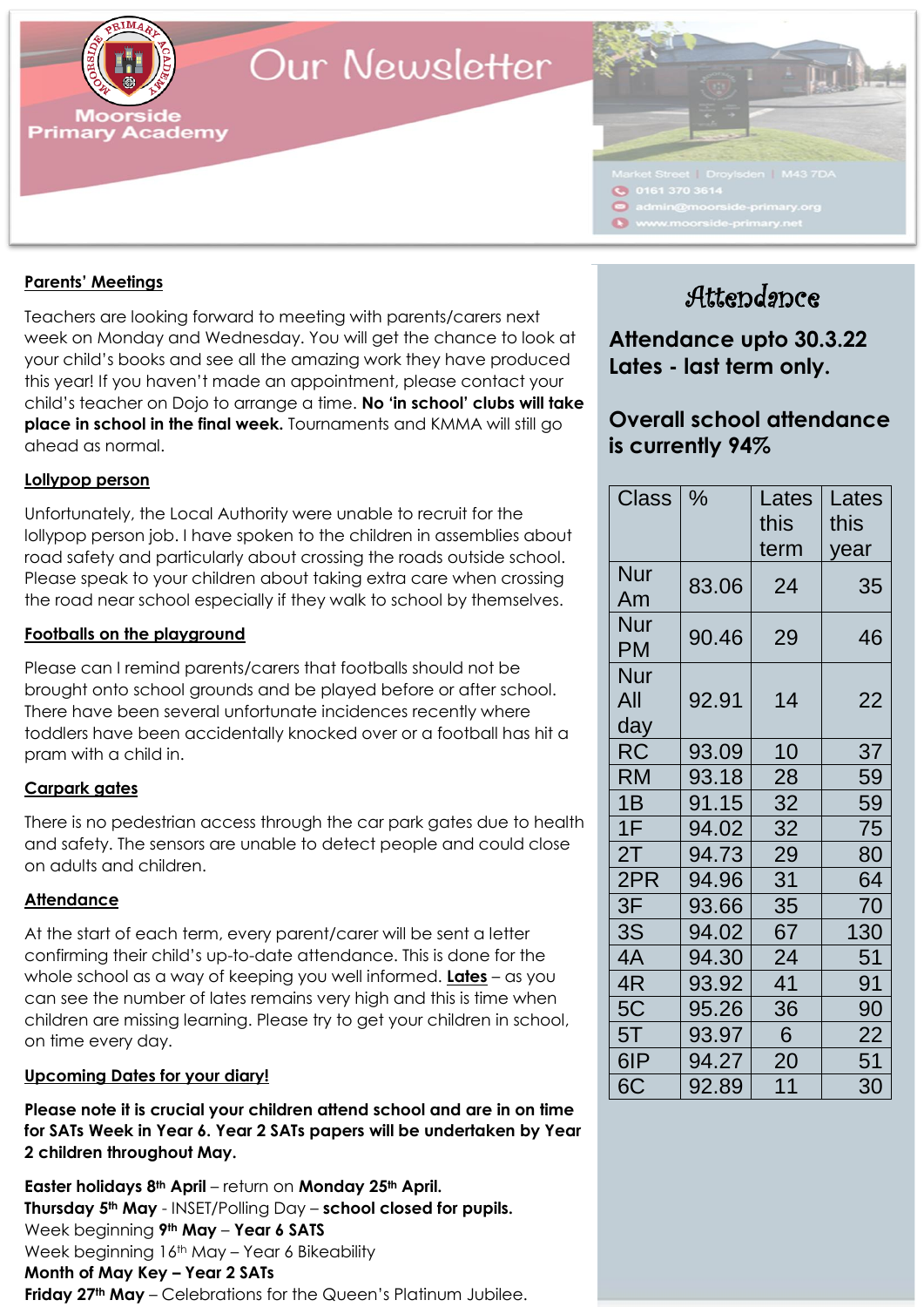# Our Newsletter

Moorside Primary Academy

Market Street | Droylsden | M43 7DA
0161 370 3614
admin@moorside-primary.org
www.moorside-primary.net

**Parents' Meetings**

Teachers are looking forward to meeting with parents/carers next week on Monday and Wednesday. You will get the chance to look at your child's books and see all the amazing work they have produced this year! If you haven't made an appointment, please contact your child's teacher on Dojo to arrange a time. **No 'in school' clubs will take place in school in the final week.** Tournaments and KMMA will still go ahead as normal.

**Lollypop person**

Unfortunately, the Local Authority were unable to recruit for the lollypop person job. I have spoken to the children in assemblies about road safety and particularly about crossing the roads outside school. Please speak to your children about taking extra care when crossing the road near school especially if they walk to school by themselves.

**Footballs on the playground**

Please can I remind parents/carers that footballs should not be brought onto school grounds and be played before or after school. There have been several unfortunate incidences recently where toddlers have been accidentally knocked over or a football has hit a pram with a child in.

**Carpark gates**

There is no pedestrian access through the car park gates due to health and safety. The sensors are unable to detect people and could close on adults and children.

**Attendance**

At the start of each term, every parent/carer will be sent a letter confirming their child's up-to-date attendance. This is done for the whole school as a way of keeping you well informed. **Lates** – as you can see the number of lates remains very high and this is time when children are missing learning. Please try to get your children in school, on time every day.

**Upcoming Dates for your diary!**

**Please note it is crucial your children attend school and are in on time for SATs Week in Year 6. Year 2 SATs papers will be undertaken by Year 2 children throughout May.**

**Easter holidays 8th April** – return on **Monday 25th April.**
**Thursday 5th May** - INSET/Polling Day – **school closed for pupils.**
Week beginning **9th May** – **Year 6 SATS**
Week beginning 16th May – Year 6 Bikeability
**Month of May Key – Year 2 SATs**
**Friday 27th May** – Celebrations for the Queen's Platinum Jubilee.

## Attendance

**Attendance upto 30.3.22**
**Lates - last term only.**

**Overall school attendance is currently 94%**

| Class | % | Lates this term | Lates this year |
|---|---|---|---|
| Nur Am | 83.06 | 24 | 35 |
| Nur PM | 90.46 | 29 | 46 |
| Nur All day | 92.91 | 14 | 22 |
| RC | 93.09 | 10 | 37 |
| RM | 93.18 | 28 | 59 |
| 1B | 91.15 | 32 | 59 |
| 1F | 94.02 | 32 | 75 |
| 2T | 94.73 | 29 | 80 |
| 2PR | 94.96 | 31 | 64 |
| 3F | 93.66 | 35 | 70 |
| 3S | 94.02 | 67 | 130 |
| 4A | 94.30 | 24 | 51 |
| 4R | 93.92 | 41 | 91 |
| 5C | 95.26 | 36 | 90 |
| 5T | 93.97 | 6 | 22 |
| 6IP | 94.27 | 20 | 51 |
| 6C | 92.89 | 11 | 30 |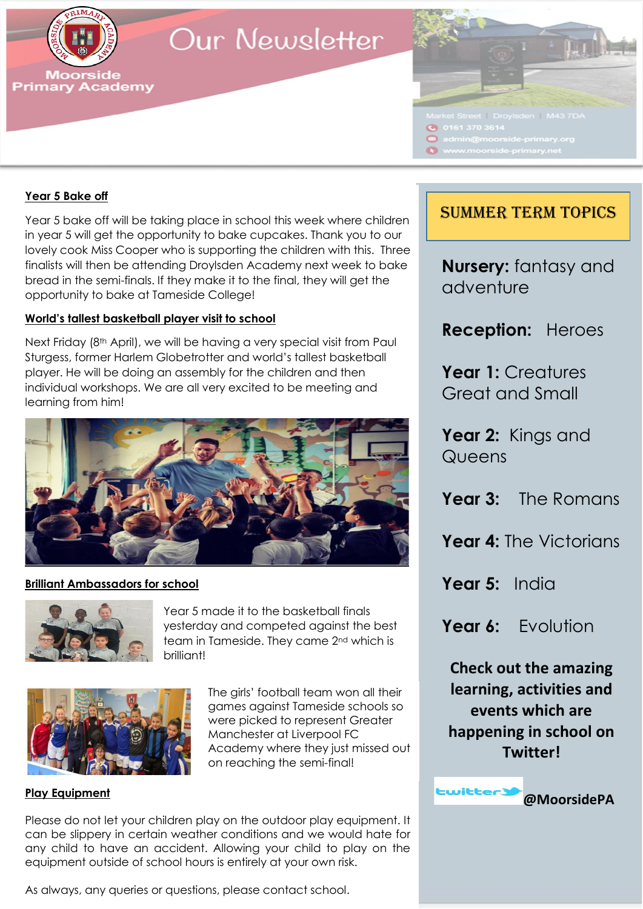# Our Newsletter

Moorside Primary Academy

Market Street | Droylsden | M43 7DA
0161 370 3614
admin@moorside-primary.org
www.moorside-primary.net

## Year 5 Bake off

Year 5 bake off will be taking place in school this week where children in year 5 will get the opportunity to bake cupcakes. Thank you to our lovely cook Miss Cooper who is supporting the children with this. Three finalists will then be attending Droylsden Academy next week to bake bread in the semi-finals. If they make it to the final, they will get the opportunity to bake at Tameside College!

## World's tallest basketball player visit to school

Next Friday (8th April), we will be having a very special visit from Paul Sturgess, former Harlem Globetrotter and world's tallest basketball player. He will be doing an assembly for the children and then individual workshops. We are all very excited to be meeting and learning from him!

## Brilliant Ambassadors for school

Year 5 made it to the basketball finals yesterday and competed against the best team in Tameside. They came 2nd which is brilliant!

The girls' football team won all their games against Tameside schools so were picked to represent Greater Manchester at Liverpool FC Academy where they just missed out on reaching the semi-final!

## Play Equipment

Please do not let your children play on the outdoor play equipment. It can be slippery in certain weather conditions and we would hate for any child to have an accident. Allowing your child to play on the equipment outside of school hours is entirely at your own risk.

As always, any queries or questions, please contact school.

## SUMMER TERM TOPICS

**Nursery:** fantasy and adventure

**Reception:** Heroes

**Year 1:** Creatures Great and Small

**Year 2:** Kings and Queens

**Year 3:** The Romans

**Year 4:** The Victorians

**Year 5:** India

**Year 6:** Evolution

**Check out the amazing learning, activities and events which are happening in school on Twitter!**

twitter **@MoorsidePA**